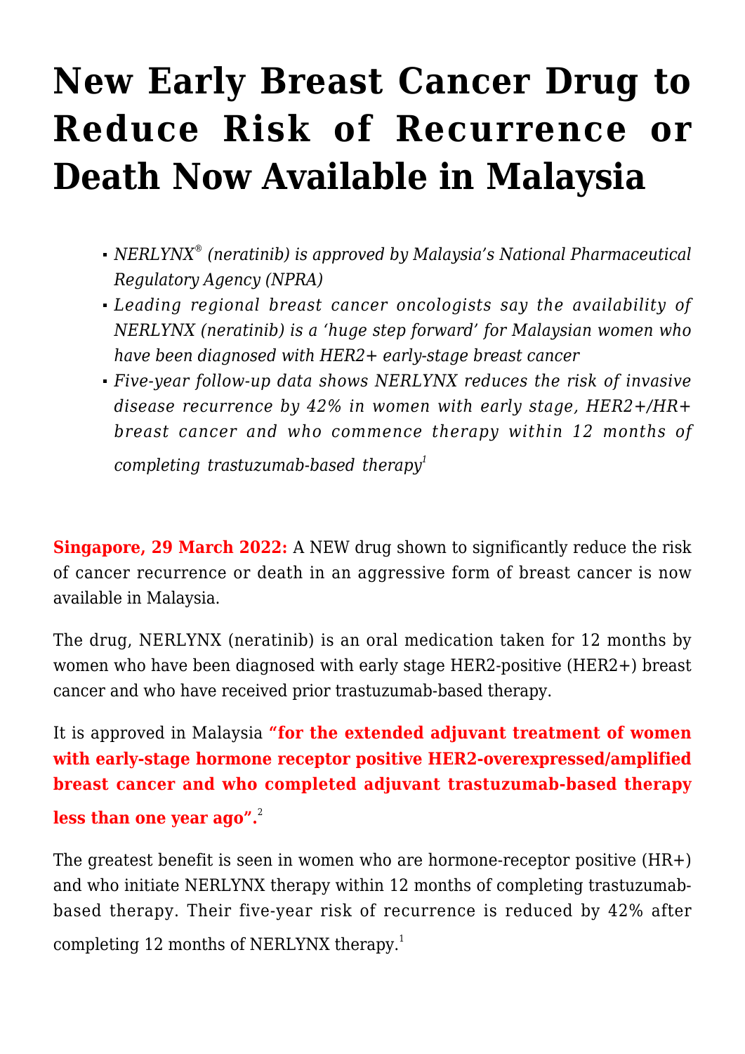# New Early Breast Cancer Drug to Reduce Risk of Recurrence or Death Now Available in Malaysia

- *NERLYNX® (neratinib) is approved by Malaysia's National Pharmaceutical Regulatory Agency (NPRA)*
- *Leading regional breast cancer oncologists say the availability of NERLYNX (neratinib) is a 'huge step forward' for Malaysian women who have been diagnosed with HER2+ early-stage breast cancer*
- *Five-year follow-up data shows NERLYNX reduces the risk of invasive disease recurrence by 42% in women with early stage, HER2+/HR+ breast cancer and who commence therapy within 12 months of completing trastuzumab-based therapy[1]*

**Singapore, 29 March 2022:** A NEW drug shown to significantly reduce the risk of cancer recurrence or death in an aggressive form of breast cancer is now available in Malaysia.

The drug, NERLYNX (neratinib) is an oral medication taken for 12 months by women who have been diagnosed with early stage HER2-positive (HER2+) breast cancer and who have received prior trastuzumab-based therapy.

It is approved in Malaysia **"for the extended adjuvant treatment of women with early-stage hormone receptor positive HER2-overexpressed/amplified breast cancer and who completed adjuvant trastuzumab-based therapy less than one year ago".**[2]

The greatest benefit is seen in women who are hormone-receptor positive (HR+) and who initiate NERLYNX therapy within 12 months of completing trastuzumab-based therapy. Their five-year risk of recurrence is reduced by 42% after completing 12 months of NERLYNX therapy.[1]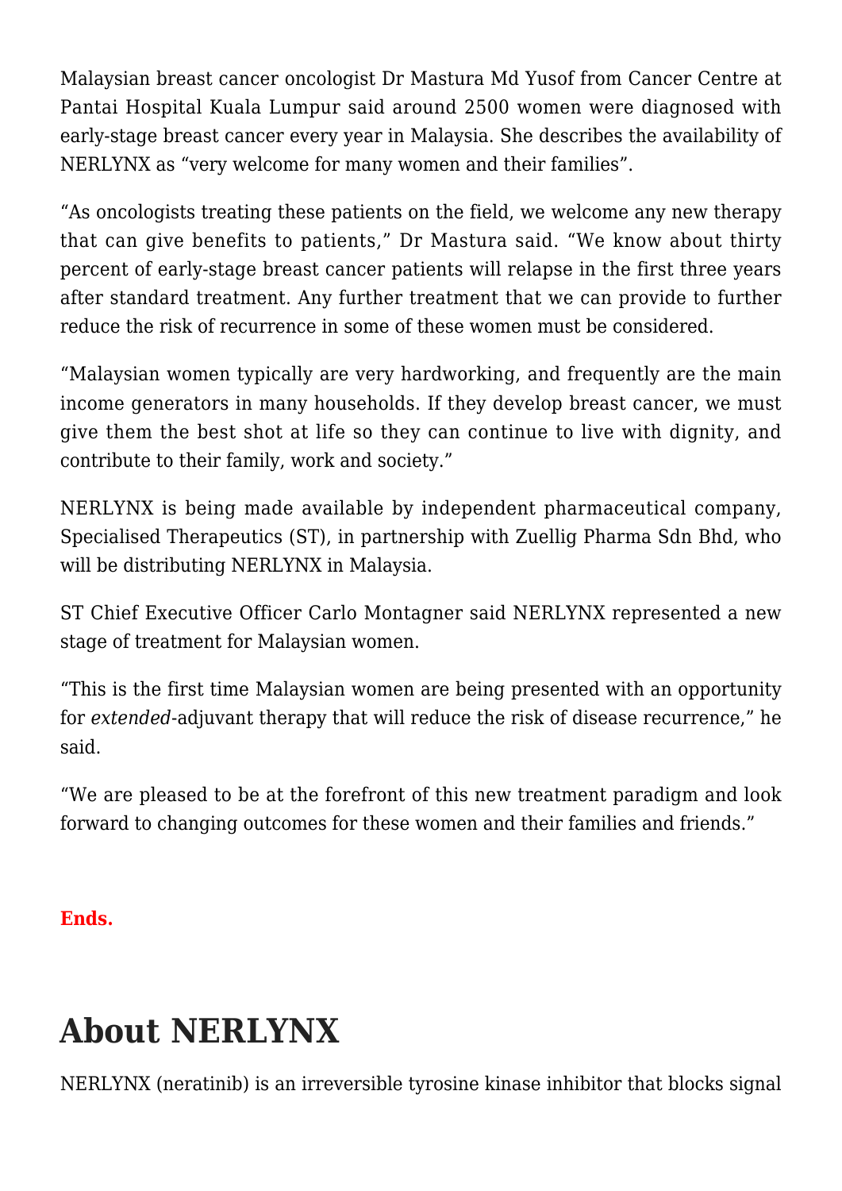Malaysian breast cancer oncologist Dr Mastura Md Yusof from Cancer Centre at Pantai Hospital Kuala Lumpur said around 2500 women were diagnosed with early-stage breast cancer every year in Malaysia. She describes the availability of NERLYNX as "very welcome for many women and their families".

"As oncologists treating these patients on the field, we welcome any new therapy that can give benefits to patients," Dr Mastura said. "We know about thirty percent of early-stage breast cancer patients will relapse in the first three years after standard treatment. Any further treatment that we can provide to further reduce the risk of recurrence in some of these women must be considered.

"Malaysian women typically are very hardworking, and frequently are the main income generators in many households. If they develop breast cancer, we must give them the best shot at life so they can continue to live with dignity, and contribute to their family, work and society."

NERLYNX is being made available by independent pharmaceutical company, Specialised Therapeutics (ST), in partnership with Zuellig Pharma Sdn Bhd, who will be distributing NERLYNX in Malaysia.

ST Chief Executive Officer Carlo Montagner said NERLYNX represented a new stage of treatment for Malaysian women.

"This is the first time Malaysian women are being presented with an opportunity for *extended*-adjuvant therapy that will reduce the risk of disease recurrence," he said.

"We are pleased to be at the forefront of this new treatment paradigm and look forward to changing outcomes for these women and their families and friends."

**Ends.**

# About NERLYNX

NERLYNX (neratinib) is an irreversible tyrosine kinase inhibitor that blocks signal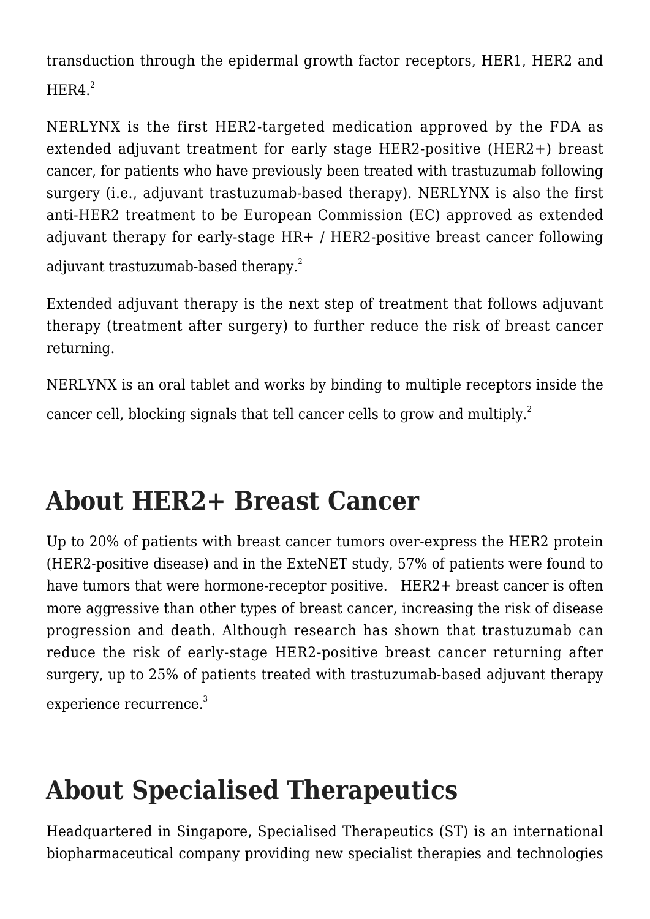transduction through the epidermal growth factor receptors, HER1, HER2 and HER4.[2]

NERLYNX is the first HER2-targeted medication approved by the FDA as extended adjuvant treatment for early stage HER2-positive (HER2+) breast cancer, for patients who have previously been treated with trastuzumab following surgery (i.e., adjuvant trastuzumab-based therapy). NERLYNX is also the first anti-HER2 treatment to be European Commission (EC) approved as extended adjuvant therapy for early-stage HR+ / HER2-positive breast cancer following adjuvant trastuzumab-based therapy.[2]

Extended adjuvant therapy is the next step of treatment that follows adjuvant therapy (treatment after surgery) to further reduce the risk of breast cancer returning.

NERLYNX is an oral tablet and works by binding to multiple receptors inside the cancer cell, blocking signals that tell cancer cells to grow and multiply.[2]

## About HER2+ Breast Cancer

Up to 20% of patients with breast cancer tumors over-express the HER2 protein (HER2-positive disease) and in the ExteNET study, 57% of patients were found to have tumors that were hormone-receptor positive. HER2+ breast cancer is often more aggressive than other types of breast cancer, increasing the risk of disease progression and death. Although research has shown that trastuzumab can reduce the risk of early-stage HER2-positive breast cancer returning after surgery, up to 25% of patients treated with trastuzumab-based adjuvant therapy experience recurrence.[3]

## About Specialised Therapeutics

Headquartered in Singapore, Specialised Therapeutics (ST) is an international biopharmaceutical company providing new specialist therapies and technologies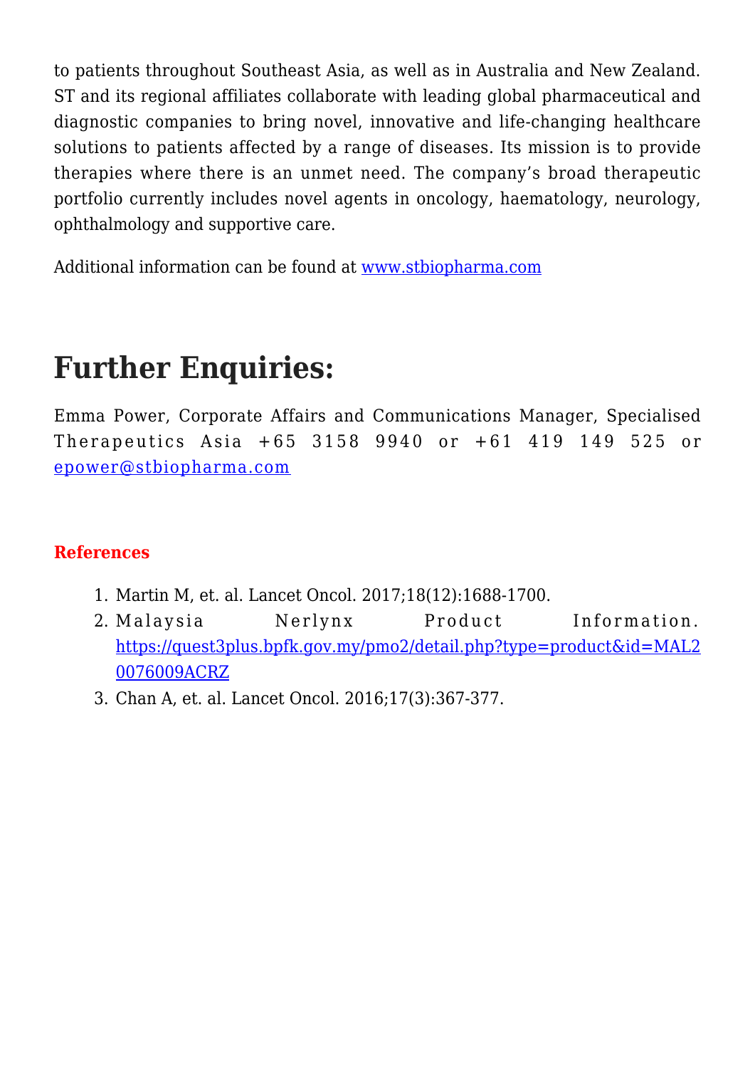to patients throughout Southeast Asia, as well as in Australia and New Zealand. ST and its regional affiliates collaborate with leading global pharmaceutical and diagnostic companies to bring novel, innovative and life-changing healthcare solutions to patients affected by a range of diseases. Its mission is to provide therapies where there is an unmet need. The company's broad therapeutic portfolio currently includes novel agents in oncology, haematology, neurology, ophthalmology and supportive care.

Additional information can be found at [www.stbiopharma.com](http://www.stbiopharma.com)

## Further Enquiries:

Emma Power, Corporate Affairs and Communications Manager, Specialised Therapeutics Asia +65 3158 9940 or +61 419 149 525 or [epower@stbiopharma.com](mailto:epower@stbiopharma.com)

**References**

1. Martin M, et. al. Lancet Oncol. 2017;18(12):1688-1700.
2. Malaysia Nerlynx Product Information. [https://quest3plus.bpfk.gov.my/pmo2/detail.php?type=product&id=MAL20076009ACRZ](https://quest3plus.bpfk.gov.my/pmo2/detail.php?type=product&id=MAL20076009ACRZ)
3. Chan A, et. al. Lancet Oncol. 2016;17(3):367-377.